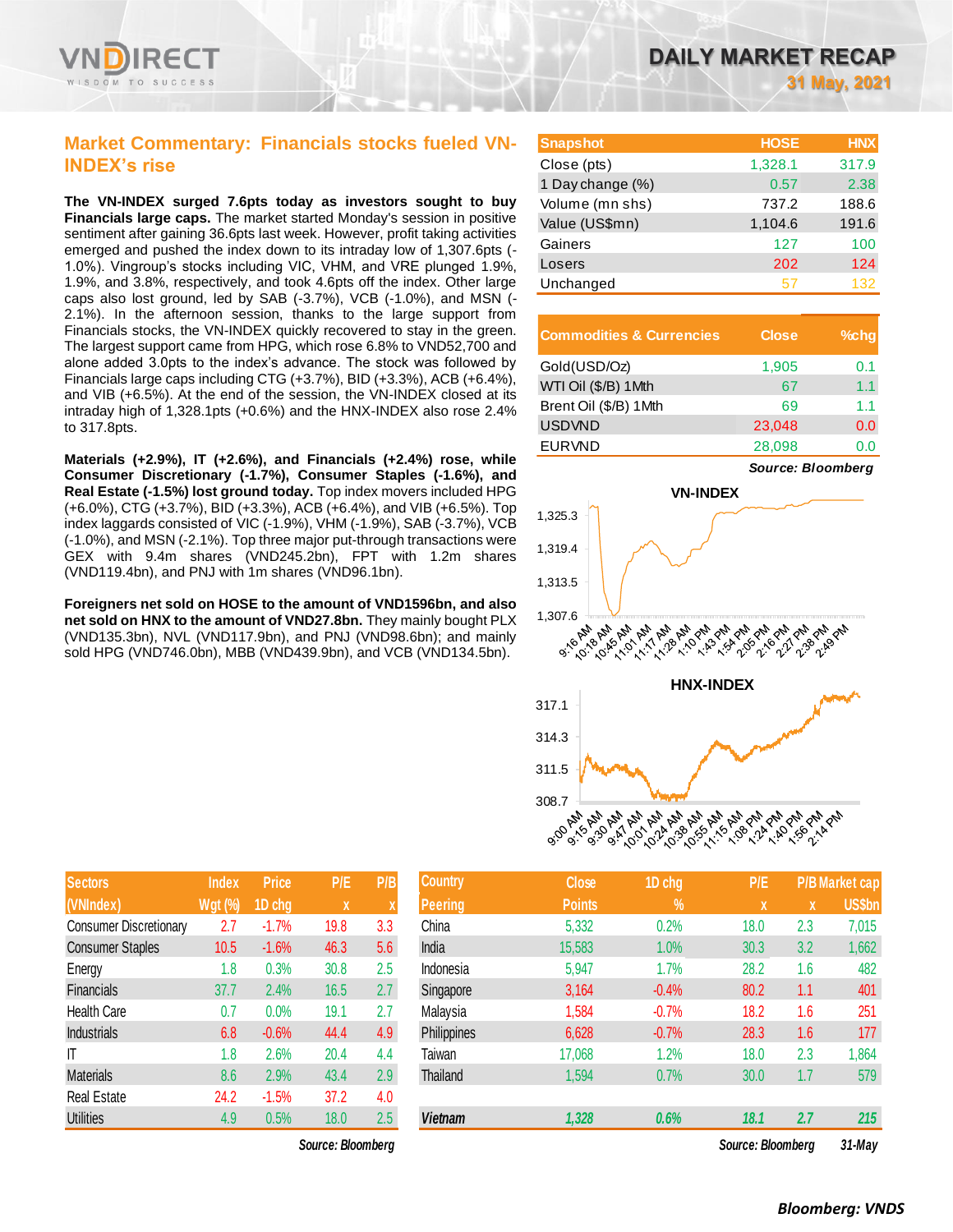# DAILY MARKET RECAP

**31 May, 2021**

## Market Commentary: Financials stocks fueled VN-INDEX's rise

**The VN-INDEX surged 7.6pts today as investors sought to buy Financials large caps.** The market started Monday's session in positive sentiment after gaining 36.6pts last week. However, profit taking activities emerged and pushed the index down to its intraday low of 1,307.6pts (-1.0%). Vingroup's stocks including VIC, VHM, and VRE plunged 1.9%, 1.9%, and 3.8%, respectively, and took 4.6pts off the index. Other large caps also lost ground, led by SAB (-3.7%), VCB (-1.0%), and MSN (-2.1%). In the afternoon session, thanks to the large support from Financials stocks, the VN-INDEX quickly recovered to stay in the green. The largest support came from HPG, which rose 6.8% to VND52,700 and alone added 3.0pts to the index's advance. The stock was followed by Financials large caps including CTG (+3.7%), BID (+3.3%), ACB (+6.4%), and VIB (+6.5%). At the end of the session, the VN-INDEX closed at its intraday high of 1,328.1pts (+0.6%) and the HNX-INDEX also rose 2.4% to 317.8pts.

**Materials (+2.9%), IT (+2.6%), and Financials (+2.4%) rose, while Consumer Discretionary (-1.7%), Consumer Staples (-1.6%), and Real Estate (-1.5%) lost ground today.** Top index movers included HPG (+6.0%), CTG (+3.7%), BID (+3.3%), ACB (+6.4%), and VIB (+6.5%). Top index laggards consisted of VIC (-1.9%), VHM (-1.9%), SAB (-3.7%), VCB (-1.0%), and MSN (-2.1%). Top three major put-through transactions were GEX with 9.4m shares (VND245.2bn), FPT with 1.2m shares (VND119.4bn), and PNJ with 1m shares (VND96.1bn).

**Foreigners net sold on HOSE to the amount of VND1596bn, and also net sold on HNX to the amount of VND27.8bn.** They mainly bought PLX (VND135.3bn), NVL (VND117.9bn), and PNJ (VND98.6bn); and mainly sold HPG (VND746.0bn), MBB (VND439.9bn), and VCB (VND134.5bn).

| Snapshot | HOSE | HNX |
|---|---|---|
| Close (pts) | 1,328.1 | 317.9 |
| 1 Day change (%) | 0.57 | 2.38 |
| Volume (mn shs) | 737.2 | 188.6 |
| Value (US$mn) | 1,104.6 | 191.6 |
| Gainers | 127 | 100 |
| Losers | 202 | 124 |
| Unchanged | 57 | 132 |

| Commodities & Currencies | Close | %chg |
|---|---|---|
| Gold(USD/Oz) | 1,905 | 0.1 |
| WTI Oil ($/B) 1Mth | 67 | 1.1 |
| Brent Oil ($/B) 1Mth | 69 | 1.1 |
| USDVND | 23,048 | 0.0 |
| EURVND | 28,098 | 0.0 |

*Source: Bloomberg*

| Sectors (VNIndex) | Index Wgt (%) | Price 1D chg | P/E x | P/B x |
|---|---|---|---|---|
| Consumer Discretionary | 2.7 | -1.7% | 19.8 | 3.3 |
| Consumer Staples | 10.5 | -1.6% | 46.3 | 5.6 |
| Energy | 1.8 | 0.3% | 30.8 | 2.5 |
| Financials | 37.7 | 2.4% | 16.5 | 2.7 |
| Health Care | 0.7 | 0.0% | 19.1 | 2.7 |
| Industrials | 6.8 | -0.6% | 44.4 | 4.9 |
| IT | 1.8 | 2.6% | 20.4 | 4.4 |
| Materials | 8.6 | 2.9% | 43.4 | 2.9 |
| Real Estate | 24.2 | -1.5% | 37.2 | 4.0 |
| Utilities | 4.9 | 0.5% | 18.0 | 2.5 |

*Source: Bloomberg*

| Country Peering | Close Points | 1D chg % | P/E x | P/B x | Market cap US$bn |
|---|---|---|---|---|---|
| China | 5,332 | 0.2% | 18.0 | 2.3 | 7,015 |
| India | 15,583 | 1.0% | 30.3 | 3.2 | 1,662 |
| Indonesia | 5,947 | 1.7% | 28.2 | 1.6 | 482 |
| Singapore | 3,164 | -0.4% | 80.2 | 1.1 | 401 |
| Malaysia | 1,584 | -0.7% | 18.2 | 1.6 | 251 |
| Philippines | 6,628 | -0.7% | 28.3 | 1.6 | 177 |
| Taiwan | 17,068 | 1.2% | 18.0 | 2.3 | 1,864 |
| Thailand | 1,594 | 0.7% | 30.0 | 1.7 | 579 |
| ***Vietnam*** | ***1,328*** | ***0.6%*** | ***18.1*** | ***2.7*** | ***215*** |

*Source: Bloomberg* *31-May*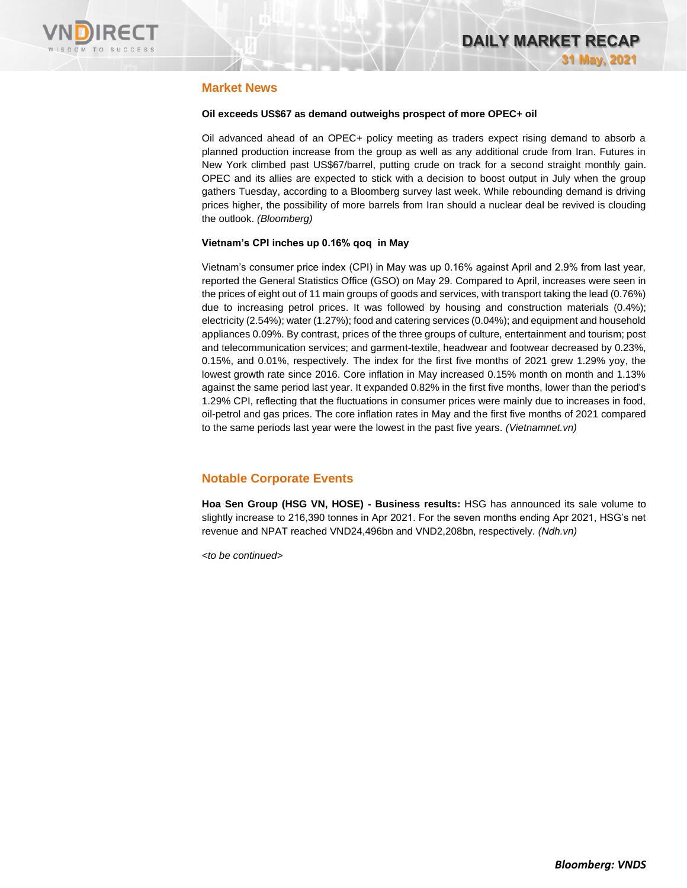## Market News

**Oil exceeds US$67 as demand outweighs prospect of more OPEC+ oil**

Oil advanced ahead of an OPEC+ policy meeting as traders expect rising demand to absorb a planned production increase from the group as well as any additional crude from Iran. Futures in New York climbed past US$67/barrel, putting crude on track for a second straight monthly gain. OPEC and its allies are expected to stick with a decision to boost output in July when the group gathers Tuesday, according to a Bloomberg survey last week. While rebounding demand is driving prices higher, the possibility of more barrels from Iran should a nuclear deal be revived is clouding the outlook. *(Bloomberg)*

**Vietnam's CPI inches up 0.16% qoq in May**

Vietnam's consumer price index (CPI) in May was up 0.16% against April and 2.9% from last year, reported the General Statistics Office (GSO) on May 29. Compared to April, increases were seen in the prices of eight out of 11 main groups of goods and services, with transport taking the lead (0.76%) due to increasing petrol prices. It was followed by housing and construction materials (0.4%); electricity (2.54%); water (1.27%); food and catering services (0.04%); and equipment and household appliances 0.09%. By contrast, prices of the three groups of culture, entertainment and tourism; post and telecommunication services; and garment-textile, headwear and footwear decreased by 0.23%, 0.15%, and 0.01%, respectively. The index for the first five months of 2021 grew 1.29% yoy, the lowest growth rate since 2016. Core inflation in May increased 0.15% month on month and 1.13% against the same period last year. It expanded 0.82% in the first five months, lower than the period's 1.29% CPI, reflecting that the fluctuations in consumer prices were mainly due to increases in food, oil-petrol and gas prices. The core inflation rates in May and the first five months of 2021 compared to the same periods last year were the lowest in the past five years. *(Vietnamnet.vn)*

## Notable Corporate Events

**Hoa Sen Group (HSG VN, HOSE) - Business results:** HSG has announced its sale volume to slightly increase to 216,390 tonnes in Apr 2021. For the seven months ending Apr 2021, HSG's net revenue and NPAT reached VND24,496bn and VND2,208bn, respectively. *(Ndh.vn)*

*<to be continued>*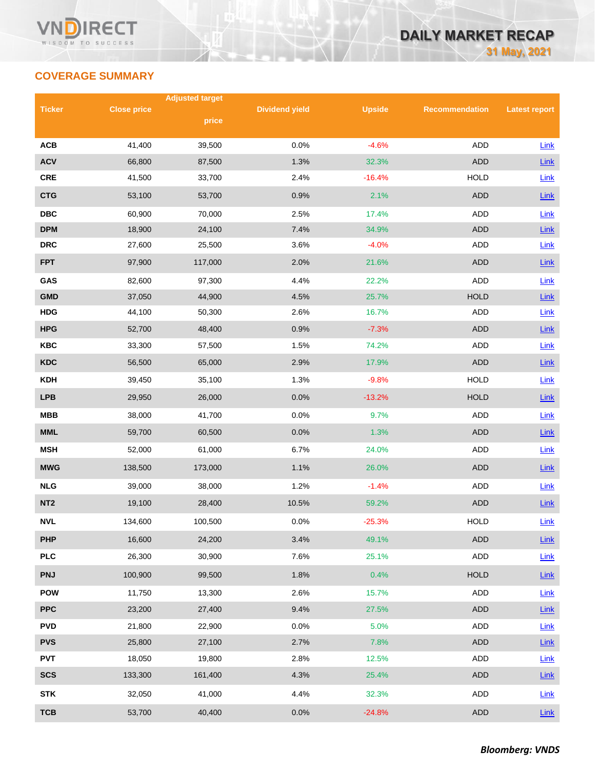## COVERAGE SUMMARY

| Ticker | Close price | Adjusted target price | Dividend yield | Upside | Recommendation | Latest report |
|---|---|---|---|---|---|---|
| ACB | 41,400 | 39,500 | 0.0% | -4.6% | ADD | Link |
| ACV | 66,800 | 87,500 | 1.3% | 32.3% | ADD | Link |
| CRE | 41,500 | 33,700 | 2.4% | -16.4% | HOLD | Link |
| CTG | 53,100 | 53,700 | 0.9% | 2.1% | ADD | Link |
| DBC | 60,900 | 70,000 | 2.5% | 17.4% | ADD | Link |
| DPM | 18,900 | 24,100 | 7.4% | 34.9% | ADD | Link |
| DRC | 27,600 | 25,500 | 3.6% | -4.0% | ADD | Link |
| FPT | 97,900 | 117,000 | 2.0% | 21.6% | ADD | Link |
| GAS | 82,600 | 97,300 | 4.4% | 22.2% | ADD | Link |
| GMD | 37,050 | 44,900 | 4.5% | 25.7% | HOLD | Link |
| HDG | 44,100 | 50,300 | 2.6% | 16.7% | ADD | Link |
| HPG | 52,700 | 48,400 | 0.9% | -7.3% | ADD | Link |
| KBC | 33,300 | 57,500 | 1.5% | 74.2% | ADD | Link |
| KDC | 56,500 | 65,000 | 2.9% | 17.9% | ADD | Link |
| KDH | 39,450 | 35,100 | 1.3% | -9.8% | HOLD | Link |
| LPB | 29,950 | 26,000 | 0.0% | -13.2% | HOLD | Link |
| MBB | 38,000 | 41,700 | 0.0% | 9.7% | ADD | Link |
| MML | 59,700 | 60,500 | 0.0% | 1.3% | ADD | Link |
| MSH | 52,000 | 61,000 | 6.7% | 24.0% | ADD | Link |
| MWG | 138,500 | 173,000 | 1.1% | 26.0% | ADD | Link |
| NLG | 39,000 | 38,000 | 1.2% | -1.4% | ADD | Link |
| NT2 | 19,100 | 28,400 | 10.5% | 59.2% | ADD | Link |
| NVL | 134,600 | 100,500 | 0.0% | -25.3% | HOLD | Link |
| PHP | 16,600 | 24,200 | 3.4% | 49.1% | ADD | Link |
| PLC | 26,300 | 30,900 | 7.6% | 25.1% | ADD | Link |
| PNJ | 100,900 | 99,500 | 1.8% | 0.4% | HOLD | Link |
| POW | 11,750 | 13,300 | 2.6% | 15.7% | ADD | Link |
| PPC | 23,200 | 27,400 | 9.4% | 27.5% | ADD | Link |
| PVD | 21,800 | 22,900 | 0.0% | 5.0% | ADD | Link |
| PVS | 25,800 | 27,100 | 2.7% | 7.8% | ADD | Link |
| PVT | 18,050 | 19,800 | 2.8% | 12.5% | ADD | Link |
| SCS | 133,300 | 161,400 | 4.3% | 25.4% | ADD | Link |
| STK | 32,050 | 41,000 | 4.4% | 32.3% | ADD | Link |
| TCB | 53,700 | 40,400 | 0.0% | -24.8% | ADD | Link |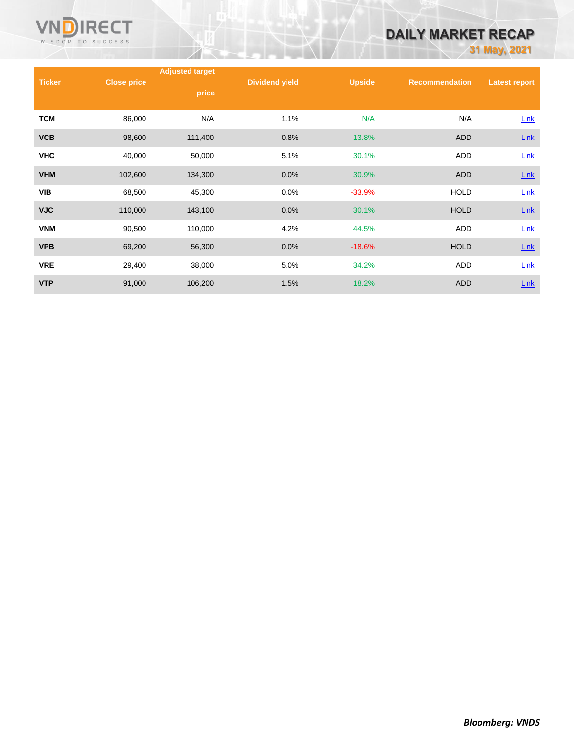| Ticker | Close price | Adjusted target price | Dividend yield | Upside | Recommendation | Latest report |
|---|---|---|---|---|---|---|
| TCM | 86,000 | N/A | 1.1% | N/A | N/A | Link |
| VCB | 98,600 | 111,400 | 0.8% | 13.8% | ADD | Link |
| VHC | 40,000 | 50,000 | 5.1% | 30.1% | ADD | Link |
| VHM | 102,600 | 134,300 | 0.0% | 30.9% | ADD | Link |
| VIB | 68,500 | 45,300 | 0.0% | -33.9% | HOLD | Link |
| VJC | 110,000 | 143,100 | 0.0% | 30.1% | HOLD | Link |
| VNM | 90,500 | 110,000 | 4.2% | 44.5% | ADD | Link |
| VPB | 69,200 | 56,300 | 0.0% | -18.6% | HOLD | Link |
| VRE | 29,400 | 38,000 | 5.0% | 34.2% | ADD | Link |
| VTP | 91,000 | 106,200 | 1.5% | 18.2% | ADD | Link |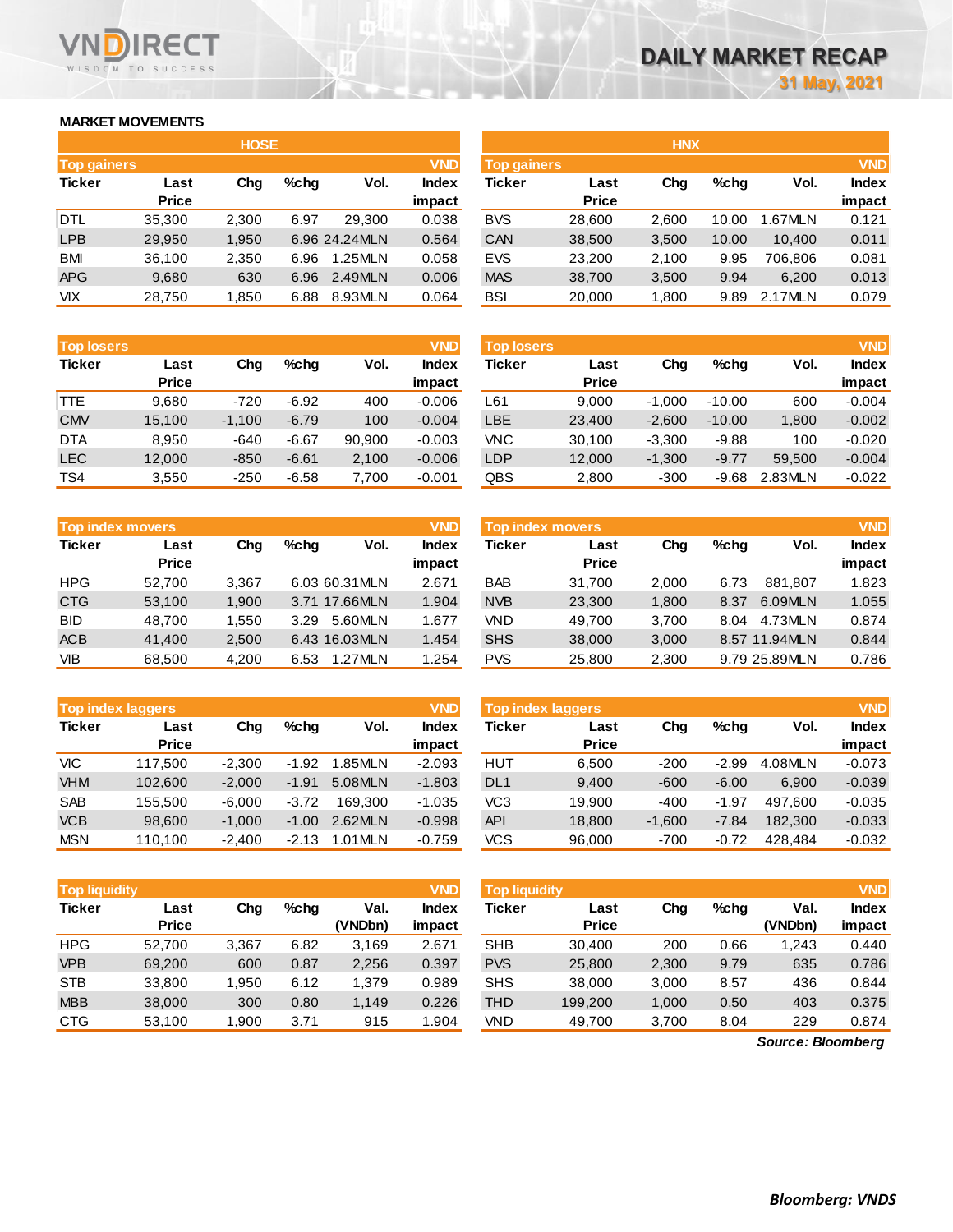# DAILY MARKET RECAP

31 May, 2021

## MARKET MOVEMENTS

### HOSE

**Top gainers** (VND)

| Ticker | Last Price | Chg | %chg | Vol. | Index impact |
|---|---|---|---|---|---|
| DTL | 35,300 | 2,300 | 6.97 | 29,300 | 0.038 |
| LPB | 29,950 | 1,950 | 6.96 | 24.24MLN | 0.564 |
| BMI | 36,100 | 2,350 | 6.96 | 1.25MLN | 0.058 |
| APG | 9,680 | 630 | 6.96 | 2.49MLN | 0.006 |
| VIX | 28,750 | 1,850 | 6.88 | 8.93MLN | 0.064 |

**Top losers** (VND)

| Ticker | Last Price | Chg | %chg | Vol. | Index impact |
|---|---|---|---|---|---|
| TTE | 9,680 | -720 | -6.92 | 400 | -0.006 |
| CMV | 15,100 | -1,100 | -6.79 | 100 | -0.004 |
| DTA | 8,950 | -640 | -6.67 | 90,900 | -0.003 |
| LEC | 12,000 | -850 | -6.61 | 2,100 | -0.006 |
| TS4 | 3,550 | -250 | -6.58 | 7,700 | -0.001 |

**Top index movers** (VND)

| Ticker | Last Price | Chg | %chg | Vol. | Index impact |
|---|---|---|---|---|---|
| HPG | 52,700 | 3,367 | 6.03 | 60.31MLN | 2.671 |
| CTG | 53,100 | 1,900 | 3.71 | 17.66MLN | 1.904 |
| BID | 48,700 | 1,550 | 3.29 | 5.60MLN | 1.677 |
| ACB | 41,400 | 2,500 | 6.43 | 16.03MLN | 1.454 |
| VIB | 68,500 | 4,200 | 6.53 | 1.27MLN | 1.254 |

**Top index laggers** (VND)

| Ticker | Last Price | Chg | %chg | Vol. | Index impact |
|---|---|---|---|---|---|
| VIC | 117,500 | -2,300 | -1.92 | 1.85MLN | -2.093 |
| VHM | 102,600 | -2,000 | -1.91 | 5.08MLN | -1.803 |
| SAB | 155,500 | -6,000 | -3.72 | 169,300 | -1.035 |
| VCB | 98,600 | -1,000 | -1.00 | 2.62MLN | -0.998 |
| MSN | 110,100 | -2,400 | -2.13 | 1.01MLN | -0.759 |

**Top liquidity** (VND)

| Ticker | Last Price | Chg | %chg | Val. (VNDbn) | Index impact |
|---|---|---|---|---|---|
| HPG | 52,700 | 3,367 | 6.82 | 3,169 | 2.671 |
| VPB | 69,200 | 600 | 0.87 | 2,256 | 0.397 |
| STB | 33,800 | 1,950 | 6.12 | 1,379 | 0.989 |
| MBB | 38,000 | 300 | 0.80 | 1,149 | 0.226 |
| CTG | 53,100 | 1,900 | 3.71 | 915 | 1.904 |

### HNX

**Top gainers** (VND)

| Ticker | Last Price | Chg | %chg | Vol. | Index impact |
|---|---|---|---|---|---|
| BVS | 28,600 | 2,600 | 10.00 | 1.67MLN | 0.121 |
| CAN | 38,500 | 3,500 | 10.00 | 10,400 | 0.011 |
| EVS | 23,200 | 2,100 | 9.95 | 706,806 | 0.081 |
| MAS | 38,700 | 3,500 | 9.94 | 6,200 | 0.013 |
| BSI | 20,000 | 1,800 | 9.89 | 2.17MLN | 0.079 |

**Top losers** (VND)

| Ticker | Last Price | Chg | %chg | Vol. | Index impact |
|---|---|---|---|---|---|
| L61 | 9,000 | -1,000 | -10.00 | 600 | -0.004 |
| LBE | 23,400 | -2,600 | -10.00 | 1,800 | -0.002 |
| VNC | 30,100 | -3,300 | -9.88 | 100 | -0.020 |
| LDP | 12,000 | -1,300 | -9.77 | 59,500 | -0.004 |
| QBS | 2,800 | -300 | -9.68 | 2.83MLN | -0.022 |

**Top index movers** (VND)

| Ticker | Last Price | Chg | %chg | Vol. | Index impact |
|---|---|---|---|---|---|
| BAB | 31,700 | 2,000 | 6.73 | 881,807 | 1.823 |
| NVB | 23,300 | 1,800 | 8.37 | 6.09MLN | 1.055 |
| VND | 49,700 | 3,700 | 8.04 | 4.73MLN | 0.874 |
| SHS | 38,000 | 3,000 | 8.57 | 11.94MLN | 0.844 |
| PVS | 25,800 | 2,300 | 9.79 | 25.89MLN | 0.786 |

**Top index laggers** (VND)

| Ticker | Last Price | Chg | %chg | Vol. | Index impact |
|---|---|---|---|---|---|
| HUT | 6,500 | -200 | -2.99 | 4.08MLN | -0.073 |
| DL1 | 9,400 | -600 | -6.00 | 6,900 | -0.039 |
| VC3 | 19,900 | -400 | -1.97 | 497,600 | -0.035 |
| API | 18,800 | -1,600 | -7.84 | 182,300 | -0.033 |
| VCS | 96,000 | -700 | -0.72 | 428,484 | -0.032 |

**Top liquidity** (VND)

| Ticker | Last Price | Chg | %chg | Val. (VNDbn) | Index impact |
|---|---|---|---|---|---|
| SHB | 30,400 | 200 | 0.66 | 1,243 | 0.440 |
| PVS | 25,800 | 2,300 | 9.79 | 635 | 0.786 |
| SHS | 38,000 | 3,000 | 8.57 | 436 | 0.844 |
| THD | 199,200 | 1,000 | 0.50 | 403 | 0.375 |
| VND | 49,700 | 3,700 | 8.04 | 229 | 0.874 |

*Source: Bloomberg*

**Bloomberg: VNDS**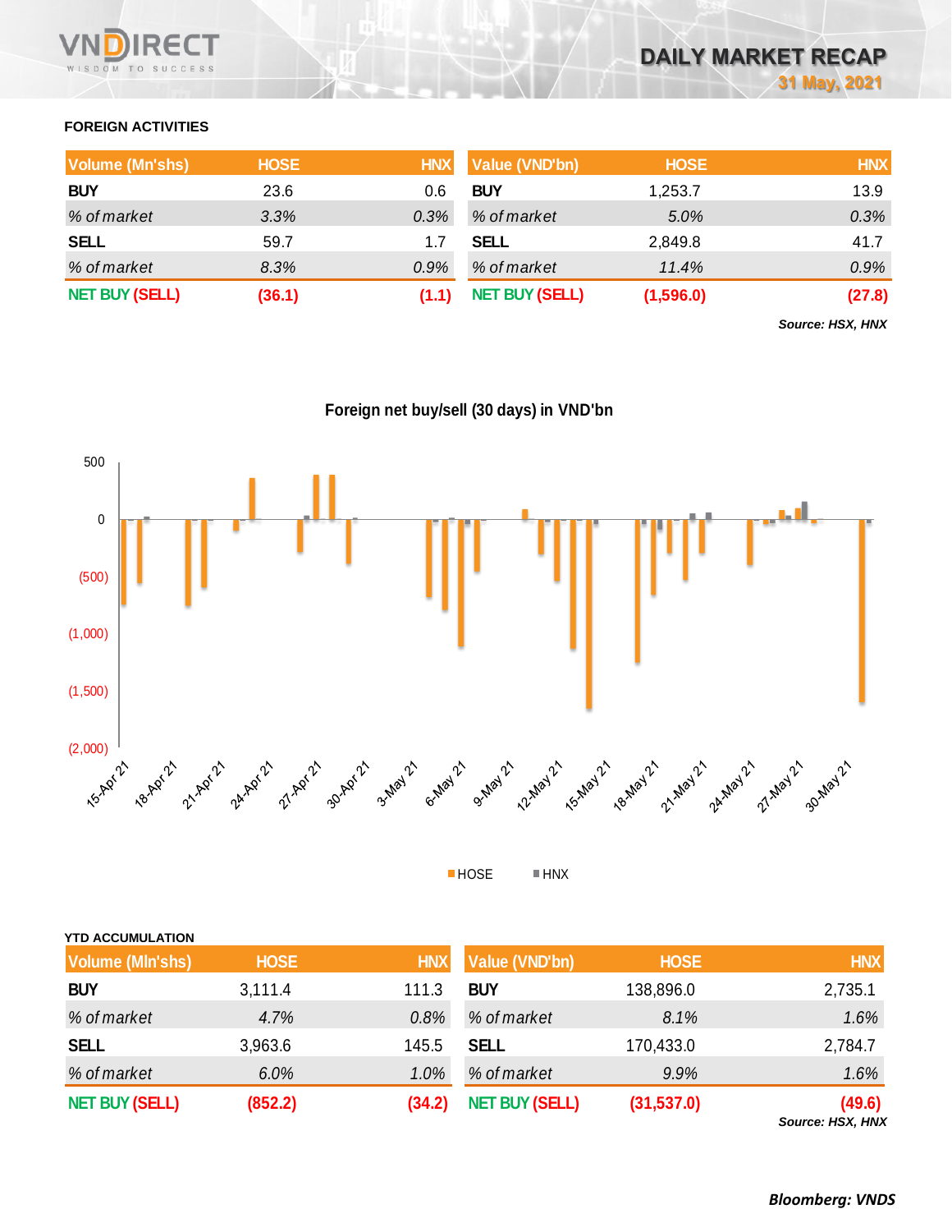# DAILY MARKET RECAP

31 May, 2021

## FOREIGN ACTIVITIES

| Volume (Mn'shs) | HOSE | HNX | Value (VND'bn) | HOSE | HNX |
|---|---|---|---|---|---|
| **BUY** | 23.6 | 0.6 | **BUY** | 1,253.7 | 13.9 |
| *% of market* | *3.3%* | *0.3%* | *% of market* | *5.0%* | *0.3%* |
| **SELL** | 59.7 | 1.7 | **SELL** | 2,849.8 | 41.7 |
| *% of market* | *8.3%* | *0.9%* | *% of market* | *11.4%* | *0.9%* |
| **NET BUY (SELL)** | **(36.1)** | **(1.1)** | **NET BUY (SELL)** | **(1,596.0)** | **(27.8)** |

***Source: HSX, HNX***

Foreign net buy/sell (30 days) in VND'bn

## YTD ACCUMULATION

| Volume (Mln'shs) | HOSE | HNX | Value (VND'bn) | HOSE | HNX |
|---|---|---|---|---|---|
| **BUY** | 3,111.4 | 111.3 | **BUY** | 138,896.0 | 2,735.1 |
| *% of market* | *4.7%* | *0.8%* | *% of market* | *8.1%* | *1.6%* |
| **SELL** | 3,963.6 | 145.5 | **SELL** | 170,433.0 | 2,784.7 |
| *% of market* | *6.0%* | *1.0%* | *% of market* | *9.9%* | *1.6%* |
| **NET BUY (SELL)** | **(852.2)** | **(34.2)** | **NET BUY (SELL)** | **(31,537.0)** | **(49.6)** |

***Source: HSX, HNX***

***Bloomberg: VNDS***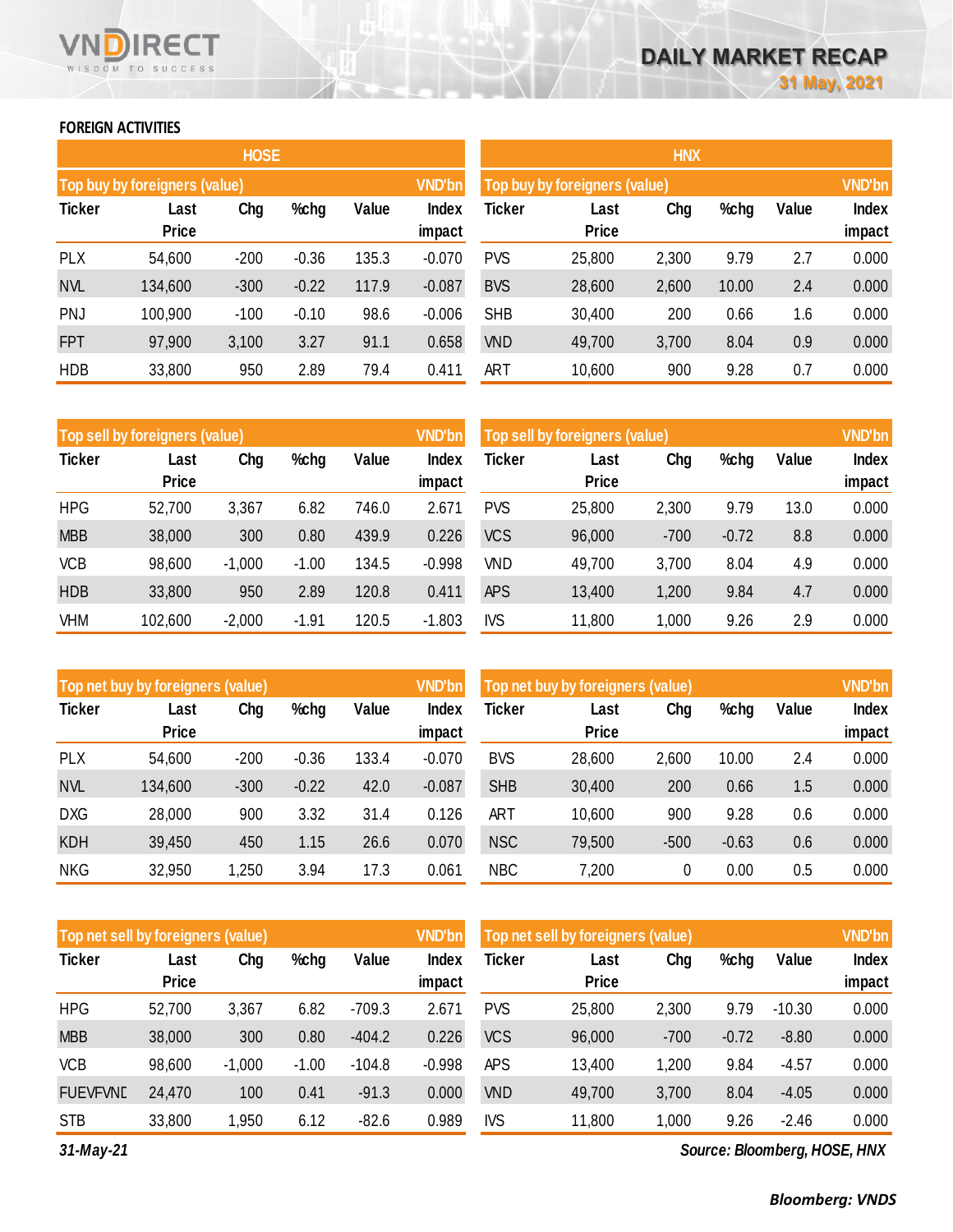FOREIGN ACTIVITIES

## HOSE

**Top buy by foreigners (value)** — VND'bn

| Ticker | Last Price | Chg | %chg | Value | Index impact |
|---|---|---|---|---|---|
| PLX | 54,600 | -200 | -0.36 | 135.3 | -0.070 |
| NVL | 134,600 | -300 | -0.22 | 117.9 | -0.087 |
| PNJ | 100,900 | -100 | -0.10 | 98.6 | -0.006 |
| FPT | 97,900 | 3,100 | 3.27 | 91.1 | 0.658 |
| HDB | 33,800 | 950 | 2.89 | 79.4 | 0.411 |

**Top sell by foreigners (value)** — VND'bn

| Ticker | Last Price | Chg | %chg | Value | Index impact |
|---|---|---|---|---|---|
| HPG | 52,700 | 3,367 | 6.82 | 746.0 | 2.671 |
| MBB | 38,000 | 300 | 0.80 | 439.9 | 0.226 |
| VCB | 98,600 | -1,000 | -1.00 | 134.5 | -0.998 |
| HDB | 33,800 | 950 | 2.89 | 120.8 | 0.411 |
| VHM | 102,600 | -2,000 | -1.91 | 120.5 | -1.803 |

**Top net buy by foreigners (value)** — VND'bn

| Ticker | Last Price | Chg | %chg | Value | Index impact |
|---|---|---|---|---|---|
| PLX | 54,600 | -200 | -0.36 | 133.4 | -0.070 |
| NVL | 134,600 | -300 | -0.22 | 42.0 | -0.087 |
| DXG | 28,000 | 900 | 3.32 | 31.4 | 0.126 |
| KDH | 39,450 | 450 | 1.15 | 26.6 | 0.070 |
| NKG | 32,950 | 1,250 | 3.94 | 17.3 | 0.061 |

**Top net sell by foreigners (value)** — VND'bn

| Ticker | Last Price | Chg | %chg | Value | Index impact |
|---|---|---|---|---|---|
| HPG | 52,700 | 3,367 | 6.82 | -709.3 | 2.671 |
| MBB | 38,000 | 300 | 0.80 | -404.2 | 0.226 |
| VCB | 98,600 | -1,000 | -1.00 | -104.8 | -0.998 |
| FUEVFVND | 24,470 | 100 | 0.41 | -91.3 | 0.000 |
| STB | 33,800 | 1,950 | 6.12 | -82.6 | 0.989 |

## HNX

**Top buy by foreigners (value)** — VND'bn

| Ticker | Last Price | Chg | %chg | Value | Index impact |
|---|---|---|---|---|---|
| PVS | 25,800 | 2,300 | 9.79 | 2.7 | 0.000 |
| BVS | 28,600 | 2,600 | 10.00 | 2.4 | 0.000 |
| SHB | 30,400 | 200 | 0.66 | 1.6 | 0.000 |
| VND | 49,700 | 3,700 | 8.04 | 0.9 | 0.000 |
| ART | 10,600 | 900 | 9.28 | 0.7 | 0.000 |

**Top sell by foreigners (value)** — VND'bn

| Ticker | Last Price | Chg | %chg | Value | Index impact |
|---|---|---|---|---|---|
| PVS | 25,800 | 2,300 | 9.79 | 13.0 | 0.000 |
| VCS | 96,000 | -700 | -0.72 | 8.8 | 0.000 |
| VND | 49,700 | 3,700 | 8.04 | 4.9 | 0.000 |
| APS | 13,400 | 1,200 | 9.84 | 4.7 | 0.000 |
| IVS | 11,800 | 1,000 | 9.26 | 2.9 | 0.000 |

**Top net buy by foreigners (value)** — VND'bn

| Ticker | Last Price | Chg | %chg | Value | Index impact |
|---|---|---|---|---|---|
| BVS | 28,600 | 2,600 | 10.00 | 2.4 | 0.000 |
| SHB | 30,400 | 200 | 0.66 | 1.5 | 0.000 |
| ART | 10,600 | 900 | 9.28 | 0.6 | 0.000 |
| NSC | 79,500 | -500 | -0.63 | 0.6 | 0.000 |
| NBC | 7,200 | 0 | 0.00 | 0.5 | 0.000 |

**Top net sell by foreigners (value)** — VND'bn

| Ticker | Last Price | Chg | %chg | Value | Index impact |
|---|---|---|---|---|---|
| PVS | 25,800 | 2,300 | 9.79 | -10.30 | 0.000 |
| VCS | 96,000 | -700 | -0.72 | -8.80 | 0.000 |
| APS | 13,400 | 1,200 | 9.84 | -4.57 | 0.000 |
| VND | 49,700 | 3,700 | 8.04 | -4.05 | 0.000 |
| IVS | 11,800 | 1,000 | 9.26 | -2.46 | 0.000 |

*31-May-21*

*Source: Bloomberg, HOSE, HNX*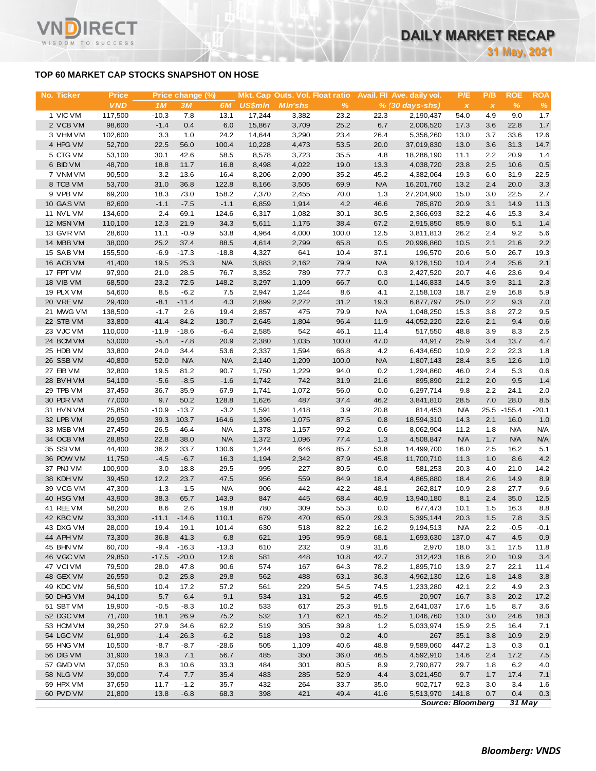# DAILY MARKET RECAP

**31 May, 2021**

## TOP 60 MARKET CAP STOCKS SNAPSHOT ON HOSE

| No. | Ticker | Price | Price change (%) | | | Mkt. Cap | Outs. Vol. | Float ratio | Avail. FII | Ave. daily vol. | P/E | P/B | ROE | ROA |
|---|---|---|---|---|---|---|---|---|---|---|---|---|---|---|
| | | VND | 1M | 3M | 6M | US$mln | Mln'shs | % | % | (30 days-shs) | x | x | % | % |
| 1 | VIC VM | 117,500 | -10.3 | 7.8 | 13.1 | 17,244 | 3,382 | 23.2 | 22.3 | 2,190,437 | 54.0 | 4.9 | 9.0 | 1.7 |
| 2 | VCB VM | 98,600 | -1.4 | 0.4 | 6.0 | 15,867 | 3,709 | 25.2 | 6.7 | 2,006,520 | 17.3 | 3.6 | 22.8 | 1.7 |
| 3 | VHM VM | 102,600 | 3.3 | 1.0 | 24.2 | 14,644 | 3,290 | 23.4 | 26.4 | 5,356,260 | 13.0 | 3.7 | 33.6 | 12.6 |
| 4 | HPG VM | 52,700 | 22.5 | 56.0 | 100.4 | 10,228 | 4,473 | 53.5 | 20.0 | 37,019,830 | 13.0 | 3.6 | 31.3 | 14.7 |
| 5 | CTG VM | 53,100 | 30.1 | 42.6 | 58.5 | 8,578 | 3,723 | 35.5 | 4.8 | 18,286,190 | 11.1 | 2.2 | 20.9 | 1.4 |
| 6 | BID VM | 48,700 | 18.8 | 11.7 | 16.8 | 8,498 | 4,022 | 19.0 | 13.3 | 4,038,720 | 23.8 | 2.5 | 10.6 | 0.5 |
| 7 | VNM VM | 90,500 | -3.2 | -13.6 | -16.4 | 8,206 | 2,090 | 35.2 | 45.2 | 4,382,064 | 19.3 | 6.0 | 31.9 | 22.5 |
| 8 | TCB VM | 53,700 | 31.0 | 36.8 | 122.8 | 8,166 | 3,505 | 69.9 | N/A | 16,201,760 | 13.2 | 2.4 | 20.0 | 3.3 |
| 9 | VPB VM | 69,200 | 18.3 | 73.0 | 158.2 | 7,370 | 2,455 | 70.0 | 1.3 | 27,204,900 | 15.0 | 3.0 | 22.5 | 2.7 |
| 10 | GAS VM | 82,600 | -1.1 | -7.5 | -1.1 | 6,859 | 1,914 | 4.2 | 46.6 | 785,870 | 20.9 | 3.1 | 14.9 | 11.3 |
| 11 | NVL VM | 134,600 | 2.4 | 69.1 | 124.6 | 6,317 | 1,082 | 30.1 | 30.5 | 2,366,693 | 32.2 | 4.6 | 15.3 | 3.4 |
| 12 | MSN VM | 110,100 | 12.3 | 21.9 | 34.3 | 5,611 | 1,175 | 38.4 | 67.2 | 2,915,850 | 85.9 | 8.0 | 5.1 | 1.4 |
| 13 | GVR VM | 28,600 | 11.1 | -0.9 | 53.8 | 4,964 | 4,000 | 100.0 | 12.5 | 3,811,813 | 26.2 | 2.4 | 9.2 | 5.6 |
| 14 | MBB VM | 38,000 | 25.2 | 37.4 | 88.5 | 4,614 | 2,799 | 65.8 | 0.5 | 20,996,860 | 10.5 | 2.1 | 21.6 | 2.2 |
| 15 | SAB VM | 155,500 | -6.9 | -17.3 | -18.8 | 4,327 | 641 | 10.4 | 37.1 | 196,570 | 20.6 | 5.0 | 26.7 | 19.3 |
| 16 | ACB VM | 41,400 | 19.5 | 25.3 | N/A | 3,883 | 2,162 | 79.9 | N/A | 9,126,150 | 10.4 | 2.4 | 25.6 | 2.1 |
| 17 | FPT VM | 97,900 | 21.0 | 28.5 | 76.7 | 3,352 | 789 | 77.7 | 0.3 | 2,427,520 | 20.7 | 4.6 | 23.6 | 9.4 |
| 18 | VIB VM | 68,500 | 23.2 | 72.5 | 148.2 | 3,297 | 1,109 | 66.7 | 0.0 | 1,146,833 | 14.5 | 3.9 | 31.1 | 2.3 |
| 19 | PLX VM | 54,600 | 8.5 | -6.2 | 7.5 | 2,947 | 1,244 | 8.6 | 4.1 | 2,158,103 | 18.7 | 2.9 | 16.8 | 5.9 |
| 20 | VRE VM | 29,400 | -8.1 | -11.4 | 4.3 | 2,899 | 2,272 | 31.2 | 19.3 | 6,877,797 | 25.0 | 2.2 | 9.3 | 7.0 |
| 21 | MWG VM | 138,500 | -1.7 | 2.6 | 19.4 | 2,857 | 475 | 79.9 | N/A | 1,048,250 | 15.3 | 3.8 | 27.2 | 9.5 |
| 22 | STB VM | 33,800 | 41.4 | 84.2 | 130.7 | 2,645 | 1,804 | 96.4 | 11.9 | 44,052,220 | 22.6 | 2.1 | 9.4 | 0.6 |
| 23 | VJC VM | 110,000 | -11.9 | -18.6 | -6.4 | 2,585 | 542 | 46.1 | 11.4 | 517,550 | 48.8 | 3.9 | 8.3 | 2.5 |
| 24 | BCM VM | 53,000 | -5.4 | -7.8 | 20.9 | 2,380 | 1,035 | 100.0 | 47.0 | 44,917 | 25.9 | 3.4 | 13.7 | 4.7 |
| 25 | HDB VM | 33,800 | 24.0 | 34.4 | 53.6 | 2,337 | 1,594 | 66.8 | 4.2 | 6,434,650 | 10.9 | 2.2 | 22.3 | 1.8 |
| 26 | SSB VM | 40,800 | 52.0 | N/A | N/A | 2,140 | 1,209 | 100.0 | N/A | 1,807,143 | 28.4 | 3.5 | 12.6 | 1.0 |
| 27 | EIB VM | 32,800 | 19.5 | 81.2 | 90.7 | 1,750 | 1,229 | 94.0 | 0.2 | 1,294,860 | 46.0 | 2.4 | 5.3 | 0.6 |
| 28 | BVH VM | 54,100 | -5.6 | -8.5 | -1.6 | 1,742 | 742 | 31.9 | 21.6 | 895,890 | 21.2 | 2.0 | 9.5 | 1.4 |
| 29 | TPB VM | 37,450 | 36.7 | 35.9 | 67.9 | 1,741 | 1,072 | 56.0 | 0.0 | 6,297,714 | 9.8 | 2.2 | 24.1 | 2.0 |
| 30 | PDR VM | 77,000 | 9.7 | 50.2 | 128.8 | 1,626 | 487 | 37.4 | 46.2 | 3,841,810 | 28.5 | 7.0 | 28.0 | 8.5 |
| 31 | HVN VM | 25,850 | -10.9 | -13.7 | -3.2 | 1,591 | 1,418 | 3.9 | 20.8 | 814,453 | N/A | 25.5 | -155.4 | -20.1 |
| 32 | LPB VM | 29,950 | 39.3 | 103.7 | 164.6 | 1,396 | 1,075 | 87.5 | 0.8 | 18,594,310 | 14.3 | 2.1 | 16.0 | 1.0 |
| 33 | MSB VM | 27,450 | 26.5 | 46.4 | N/A | 1,378 | 1,157 | 99.2 | 0.6 | 8,062,904 | 11.2 | 1.8 | N/A | N/A |
| 34 | OCB VM | 28,850 | 22.8 | 38.0 | N/A | 1,372 | 1,096 | 77.4 | 1.3 | 4,508,847 | N/A | 1.7 | N/A | N/A |
| 35 | SSI VM | 44,400 | 36.2 | 33.7 | 130.6 | 1,244 | 646 | 85.7 | 53.8 | 14,499,700 | 16.0 | 2.5 | 16.2 | 5.1 |
| 36 | POW VM | 11,750 | -4.5 | -6.7 | 16.3 | 1,194 | 2,342 | 87.9 | 45.8 | 11,700,710 | 11.3 | 1.0 | 8.6 | 4.2 |
| 37 | PNJ VM | 100,900 | 3.0 | 18.8 | 29.5 | 995 | 227 | 80.5 | 0.0 | 581,253 | 20.3 | 4.0 | 21.0 | 14.2 |
| 38 | KDH VM | 39,450 | 12.2 | 23.7 | 47.5 | 956 | 559 | 84.9 | 18.4 | 4,865,880 | 18.4 | 2.6 | 14.9 | 8.9 |
| 39 | VCG VM | 47,300 | -1.3 | -1.5 | N/A | 906 | 442 | 42.2 | 48.1 | 262,817 | 10.9 | 2.8 | 27.7 | 9.6 |
| 40 | HSG VM | 43,900 | 38.3 | 65.7 | 143.9 | 847 | 445 | 68.4 | 40.9 | 13,940,180 | 8.1 | 2.4 | 35.0 | 12.5 |
| 41 | REE VM | 58,200 | 8.6 | 2.6 | 19.8 | 780 | 309 | 55.3 | 0.0 | 677,473 | 10.1 | 1.5 | 16.3 | 8.8 |
| 42 | KBC VM | 33,300 | -11.1 | -14.6 | 110.1 | 679 | 470 | 65.0 | 29.3 | 5,395,144 | 20.3 | 1.5 | 7.8 | 3.5 |
| 43 | DXG VM | 28,000 | 19.4 | 19.1 | 101.4 | 630 | 518 | 82.2 | 16.2 | 9,194,513 | N/A | 2.2 | -0.5 | -0.1 |
| 44 | APH VM | 73,300 | 36.8 | 41.3 | 6.8 | 621 | 195 | 95.9 | 68.1 | 1,693,630 | 137.0 | 4.7 | 4.5 | 0.9 |
| 45 | BHN VM | 60,700 | -9.4 | -16.3 | -13.3 | 610 | 232 | 0.9 | 31.6 | 2,970 | 18.0 | 3.1 | 17.5 | 11.8 |
| 46 | VGC VM | 29,850 | -17.5 | -20.0 | 12.6 | 581 | 448 | 10.8 | 42.7 | 312,423 | 18.6 | 2.0 | 10.9 | 3.4 |
| 47 | VCI VM | 79,500 | 28.0 | 47.8 | 90.6 | 574 | 167 | 64.3 | 78.2 | 1,895,710 | 13.9 | 2.7 | 22.1 | 11.4 |
| 48 | GEX VM | 26,550 | -0.2 | 25.8 | 29.8 | 562 | 488 | 63.1 | 36.3 | 4,962,130 | 12.6 | 1.8 | 14.8 | 3.8 |
| 49 | KDC VM | 56,500 | 10.4 | 17.2 | 57.2 | 561 | 229 | 54.5 | 74.5 | 1,233,280 | 42.1 | 2.2 | 4.9 | 2.3 |
| 50 | DHG VM | 94,100 | -5.7 | -6.4 | -9.1 | 534 | 131 | 5.2 | 45.5 | 20,907 | 16.7 | 3.3 | 20.2 | 17.2 |
| 51 | SBT VM | 19,900 | -0.5 | -8.3 | 10.2 | 533 | 617 | 25.3 | 91.5 | 2,641,037 | 17.6 | 1.5 | 8.7 | 3.6 |
| 52 | DGC VM | 71,700 | 18.1 | 26.9 | 75.2 | 532 | 171 | 62.1 | 45.2 | 1,046,760 | 13.0 | 3.0 | 24.6 | 18.3 |
| 53 | HCM VM | 39,250 | 27.9 | 34.6 | 62.2 | 519 | 305 | 39.8 | 1.2 | 5,033,974 | 15.9 | 2.5 | 16.4 | 7.1 |
| 54 | LGC VM | 61,900 | -1.4 | -26.3 | -6.2 | 518 | 193 | 0.2 | 4.0 | 267 | 35.1 | 3.8 | 10.9 | 2.9 |
| 55 | HNG VM | 10,500 | -8.7 | -8.7 | -28.6 | 505 | 1,109 | 40.6 | 48.8 | 9,589,060 | 447.2 | 1.3 | 0.3 | 0.1 |
| 56 | DIG VM | 31,900 | 19.3 | 7.1 | 56.7 | 485 | 350 | 36.0 | 46.5 | 4,592,910 | 14.6 | 2.4 | 17.2 | 7.5 |
| 57 | GMD VM | 37,050 | 8.3 | 10.6 | 33.3 | 484 | 301 | 80.5 | 8.9 | 2,790,877 | 29.7 | 1.8 | 6.2 | 4.0 |
| 58 | NLG VM | 39,000 | 7.4 | 7.7 | 35.4 | 483 | 285 | 52.9 | 4.4 | 3,021,450 | 9.7 | 1.7 | 17.4 | 7.1 |
| 59 | HPX VM | 37,650 | 11.7 | -1.2 | 35.7 | 432 | 264 | 33.7 | 35.0 | 902,717 | 92.3 | 3.0 | 3.4 | 1.6 |
| 60 | PVD VM | 21,800 | 13.8 | -6.8 | 68.3 | 398 | 421 | 49.4 | 41.6 | 5,513,970 | 141.8 | 0.7 | 0.4 | 0.3 |

*Source: Bloomberg* *31 May*

***Bloomberg: VNDS***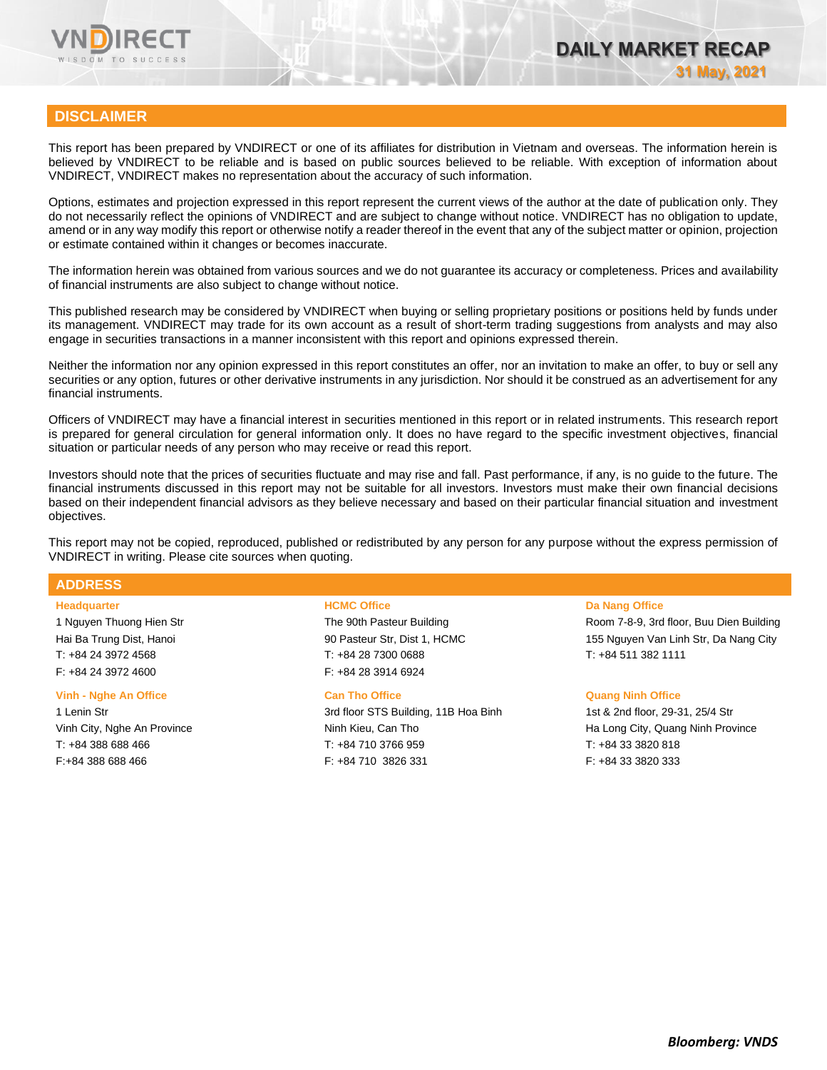## DISCLAIMER

This report has been prepared by VNDIRECT or one of its affiliates for distribution in Vietnam and overseas. The information herein is believed by VNDIRECT to be reliable and is based on public sources believed to be reliable. With exception of information about VNDIRECT, VNDIRECT makes no representation about the accuracy of such information.

Options, estimates and projection expressed in this report represent the current views of the author at the date of publication only. They do not necessarily reflect the opinions of VNDIRECT and are subject to change without notice. VNDIRECT has no obligation to update, amend or in any way modify this report or otherwise notify a reader thereof in the event that any of the subject matter or opinion, projection or estimate contained within it changes or becomes inaccurate.

The information herein was obtained from various sources and we do not guarantee its accuracy or completeness. Prices and availability of financial instruments are also subject to change without notice.

This published research may be considered by VNDIRECT when buying or selling proprietary positions or positions held by funds under its management. VNDIRECT may trade for its own account as a result of short-term trading suggestions from analysts and may also engage in securities transactions in a manner inconsistent with this report and opinions expressed therein.

Neither the information nor any opinion expressed in this report constitutes an offer, nor an invitation to make an offer, to buy or sell any securities or any option, futures or other derivative instruments in any jurisdiction. Nor should it be construed as an advertisement for any financial instruments.

Officers of VNDIRECT may have a financial interest in securities mentioned in this report or in related instruments. This research report is prepared for general circulation for general information only. It does no have regard to the specific investment objectives, financial situation or particular needs of any person who may receive or read this report.

Investors should note that the prices of securities fluctuate and may rise and fall. Past performance, if any, is no guide to the future. The financial instruments discussed in this report may not be suitable for all investors. Investors must make their own financial decisions based on their independent financial advisors as they believe necessary and based on their particular financial situation and investment objectives.

This report may not be copied, reproduced, published or redistributed by any person for any purpose without the express permission of VNDIRECT in writing. Please cite sources when quoting.

## ADDRESS

**Headquarter**
1 Nguyen Thuong Hien Str
Hai Ba Trung Dist, Hanoi
T: +84 24 3972 4568
F: +84 24 3972 4600

**HCMC Office**
The 90th Pasteur Building
90 Pasteur Str, Dist 1, HCMC
T: +84 28 7300 0688
F: +84 28 3914 6924

**Da Nang Office**
Room 7-8-9, 3rd floor, Buu Dien Building
155 Nguyen Van Linh Str, Da Nang City
T: +84 511 382 1111

**Vinh - Nghe An Office**
1 Lenin Str
Vinh City, Nghe An Province
T: +84 388 688 466
F:+84 388 688 466

**Can Tho Office**
3rd floor STS Building, 11B Hoa Binh
Ninh Kieu, Can Tho
T: +84 710 3766 959
F: +84 710 3826 331

**Quang Ninh Office**
1st & 2nd floor, 29-31, 25/4 Str
Ha Long City, Quang Ninh Province
T: +84 33 3820 818
F: +84 33 3820 333

***Bloomberg: VNDS***